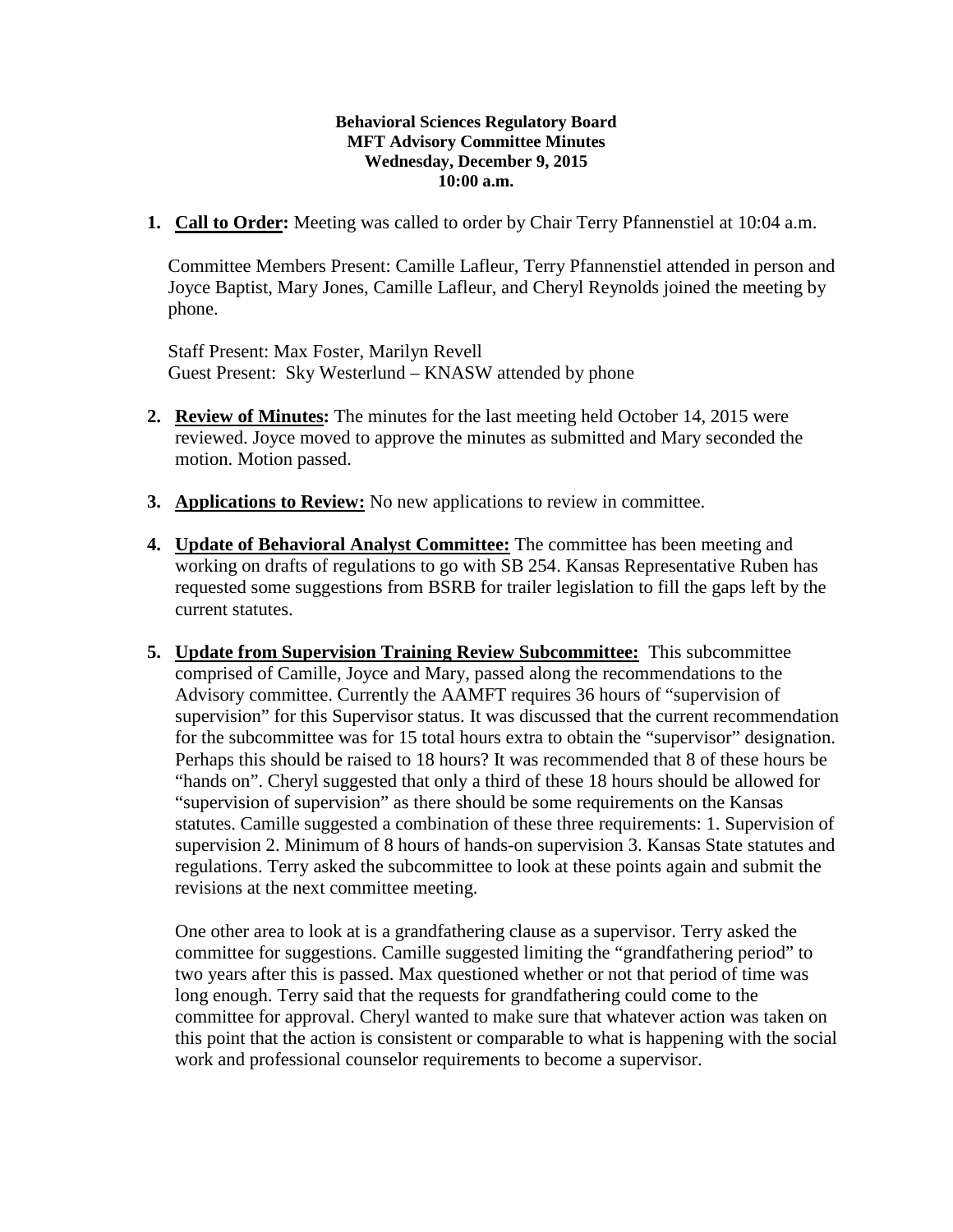**Behavioral Sciences Regulatory Board**
**MFT Advisory Committee Minutes**
**Wednesday, December 9, 2015**
**10:00 a.m.**

1. **Call to Order:** Meeting was called to order by Chair Terry Pfannenstiel at 10:04 a.m.

   Committee Members Present: Camille Lafleur, Terry Pfannenstiel attended in person and Joyce Baptist, Mary Jones, Camille Lafleur, and Cheryl Reynolds joined the meeting by phone.

   Staff Present: Max Foster, Marilyn Revell
   Guest Present: Sky Westerlund – KNASW attended by phone

2. **Review of Minutes:** The minutes for the last meeting held October 14, 2015 were reviewed. Joyce moved to approve the minutes as submitted and Mary seconded the motion. Motion passed.

3. **Applications to Review:** No new applications to review in committee.

4. **Update of Behavioral Analyst Committee:** The committee has been meeting and working on drafts of regulations to go with SB 254. Kansas Representative Ruben has requested some suggestions from BSRB for trailer legislation to fill the gaps left by the current statutes.

5. **Update from Supervision Training Review Subcommittee:** This subcommittee comprised of Camille, Joyce and Mary, passed along the recommendations to the Advisory committee. Currently the AAMFT requires 36 hours of "supervision of supervision" for this Supervisor status. It was discussed that the current recommendation for the subcommittee was for 15 total hours extra to obtain the "supervisor" designation. Perhaps this should be raised to 18 hours? It was recommended that 8 of these hours be "hands on". Cheryl suggested that only a third of these 18 hours should be allowed for "supervision of supervision" as there should be some requirements on the Kansas statutes. Camille suggested a combination of these three requirements: 1. Supervision of supervision 2. Minimum of 8 hours of hands-on supervision 3. Kansas State statutes and regulations. Terry asked the subcommittee to look at these points again and submit the revisions at the next committee meeting.

   One other area to look at is a grandfathering clause as a supervisor. Terry asked the committee for suggestions. Camille suggested limiting the "grandfathering period" to two years after this is passed. Max questioned whether or not that period of time was long enough. Terry said that the requests for grandfathering could come to the committee for approval. Cheryl wanted to make sure that whatever action was taken on this point that the action is consistent or comparable to what is happening with the social work and professional counselor requirements to become a supervisor.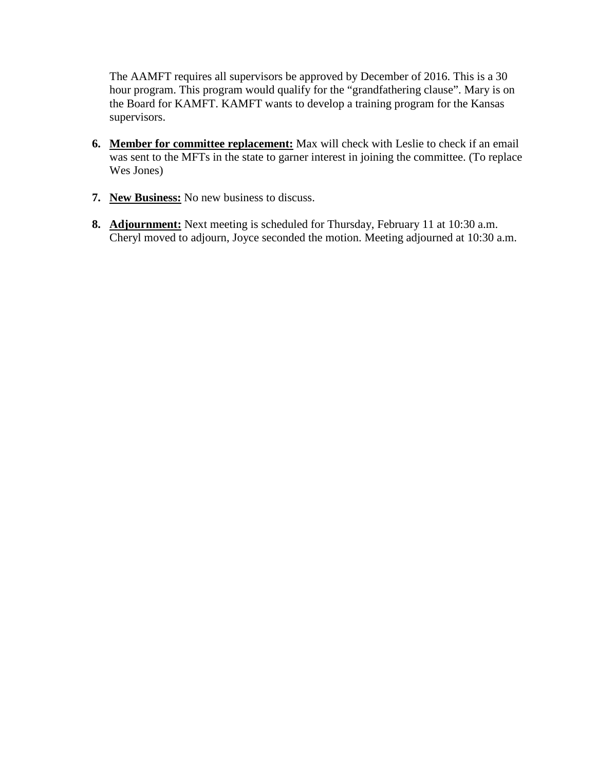The AAMFT requires all supervisors be approved by December of 2016. This is a 30 hour program. This program would qualify for the "grandfathering clause". Mary is on the Board for KAMFT. KAMFT wants to develop a training program for the Kansas supervisors.

6. **Member for committee replacement:** Max will check with Leslie to check if an email was sent to the MFTs in the state to garner interest in joining the committee. (To replace Wes Jones)

7. **New Business:** No new business to discuss.

8. **Adjournment:** Next meeting is scheduled for Thursday, February 11 at 10:30 a.m. Cheryl moved to adjourn, Joyce seconded the motion. Meeting adjourned at 10:30 a.m.